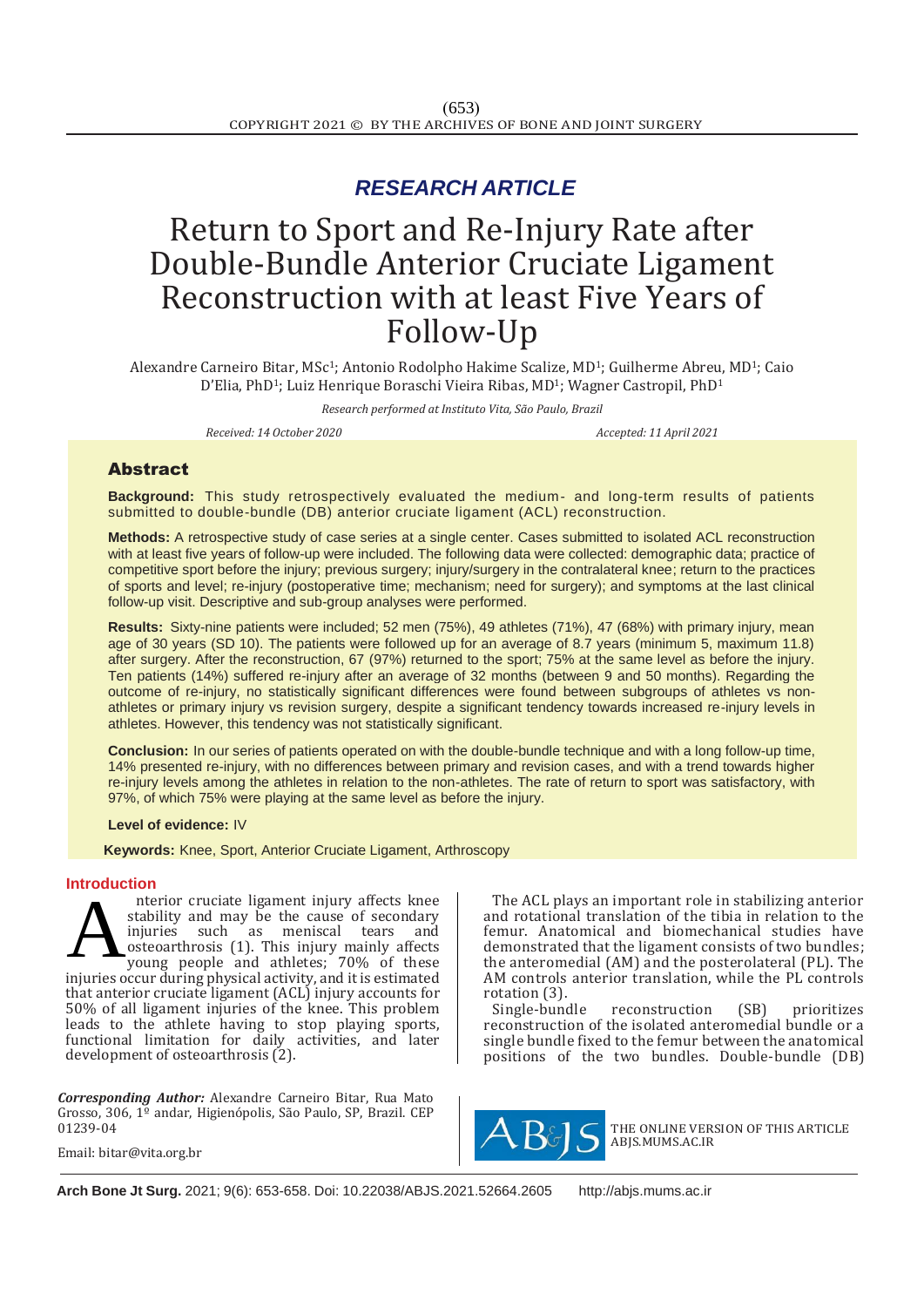## RESEARCH ARTICLE

# Return to Sport and Re-Injury Rate after Double-Bundle Anterior Cruciate Ligament Reconstruction with at least Five Years of Follow-Up

Alexandre Carneiro Bitar, MSc[1]; Antonio Rodolpho Hakime Scalize, MD[1]; Guilherme Abreu, MD[1]; Caio D'Elia, PhD[1]; Luiz Henrique Boraschi Vieira Ribas, MD[1]; Wagner Castropil, PhD[1]

*Research performed at Instituto Vita, São Paulo, Brazil*

*Received: 14 October 2020* *Accepted: 11 April 2021*

## Abstract

**Background:** This study retrospectively evaluated the medium- and long-term results of patients submitted to double-bundle (DB) anterior cruciate ligament (ACL) reconstruction.

**Methods:** A retrospective study of case series at a single center. Cases submitted to isolated ACL reconstruction with at least five years of follow-up were included. The following data were collected: demographic data; practice of competitive sport before the injury; previous surgery; injury/surgery in the contralateral knee; return to the practices of sports and level; re-injury (postoperative time; mechanism; need for surgery); and symptoms at the last clinical follow-up visit. Descriptive and sub-group analyses were performed.

**Results:** Sixty-nine patients were included; 52 men (75%), 49 athletes (71%), 47 (68%) with primary injury, mean age of 30 years (SD 10). The patients were followed up for an average of 8.7 years (minimum 5, maximum 11.8) after surgery. After the reconstruction, 67 (97%) returned to the sport; 75% at the same level as before the injury. Ten patients (14%) suffered re-injury after an average of 32 months (between 9 and 50 months). Regarding the outcome of re-injury, no statistically significant differences were found between subgroups of athletes vs non-athletes or primary injury vs revision surgery, despite a significant tendency towards increased re-injury levels in athletes. However, this tendency was not statistically significant.

**Conclusion:** In our series of patients operated on with the double-bundle technique and with a long follow-up time, 14% presented re-injury, with no differences between primary and revision cases, and with a trend towards higher re-injury levels among the athletes in relation to the non-athletes. The rate of return to sport was satisfactory, with 97%, of which 75% were playing at the same level as before the injury.

**Level of evidence:** IV

**Keywords:** Knee, Sport, Anterior Cruciate Ligament, Arthroscopy

## Introduction

Anterior cruciate ligament injury affects knee stability and may be the cause of secondary injuries such as meniscal tears and osteoarthrosis (1). This injury mainly affects young people and athletes; 70% of these injuries occur during physical activity, and it is estimated that anterior cruciate ligament (ACL) injury accounts for 50% of all ligament injuries of the knee. This problem leads to the athlete having to stop playing sports, functional limitation for daily activities, and later development of osteoarthrosis (2).

The ACL plays an important role in stabilizing anterior and rotational translation of the tibia in relation to the femur. Anatomical and biomechanical studies have demonstrated that the ligament consists of two bundles; the anteromedial (AM) and the posterolateral (PL). The AM controls anterior translation, while the PL controls rotation (3).

Single-bundle reconstruction (SB) prioritizes reconstruction of the isolated anteromedial bundle or a single bundle fixed to the femur between the anatomical positions of the two bundles. Double-bundle (DB)

***Corresponding Author:*** Alexandre Carneiro Bitar, Rua Mato Grosso, 306, 1º andar, Higienópolis, São Paulo, SP, Brazil. CEP 01239-04

Email: bitar@vita.org.br

THE ONLINE VERSION OF THIS ARTICLE ABJS.MUMS.AC.IR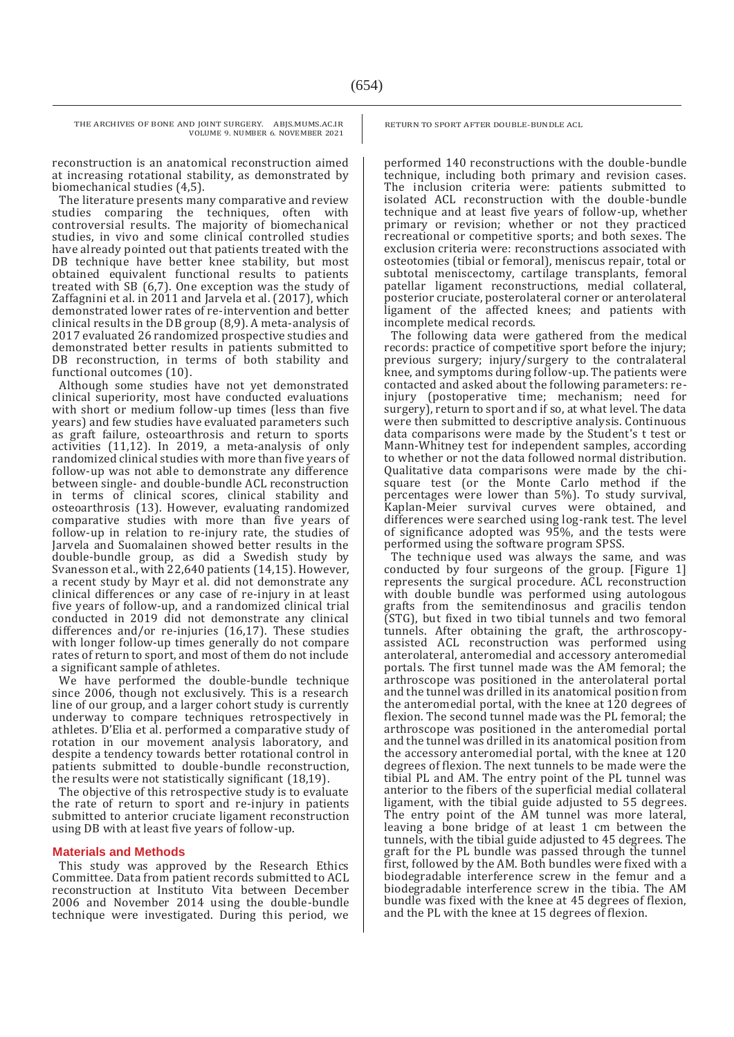reconstruction is an anatomical reconstruction aimed at increasing rotational stability, as demonstrated by biomechanical studies (4,5).

The literature presents many comparative and review studies comparing the techniques, often with controversial results. The majority of biomechanical studies, in vivo and some clinical controlled studies have already pointed out that patients treated with the DB technique have better knee stability, but most obtained equivalent functional results to patients treated with SB (6,7). One exception was the study of Zaffagnini et al. in 2011 and Jarvela et al. (2017), which demonstrated lower rates of re-intervention and better clinical results in the DB group (8,9). A meta-analysis of 2017 evaluated 26 randomized prospective studies and demonstrated better results in patients submitted to DB reconstruction, in terms of both stability and functional outcomes (10).

Although some studies have not yet demonstrated clinical superiority, most have conducted evaluations with short or medium follow-up times (less than five years) and few studies have evaluated parameters such as graft failure, osteoarthrosis and return to sports activities (11,12). In 2019, a meta-analysis of only randomized clinical studies with more than five years of follow-up was not able to demonstrate any difference between single- and double-bundle ACL reconstruction in terms of clinical scores, clinical stability and osteoarthrosis (13). However, evaluating randomized comparative studies with more than five years of follow-up in relation to re-injury rate, the studies of Jarvela and Suomalainen showed better results in the double-bundle group, as did a Swedish study by Svanesson et al., with 22,640 patients (14,15). However, a recent study by Mayr et al. did not demonstrate any clinical differences or any case of re-injury in at least five years of follow-up, and a randomized clinical trial conducted in 2019 did not demonstrate any clinical differences and/or re-injuries (16,17). These studies with longer follow-up times generally do not compare rates of return to sport, and most of them do not include a significant sample of athletes.

We have performed the double-bundle technique since 2006, though not exclusively. This is a research line of our group, and a larger cohort study is currently underway to compare techniques retrospectively in athletes. D'Elia et al. performed a comparative study of rotation in our movement analysis laboratory, and despite a tendency towards better rotational control in patients submitted to double-bundle reconstruction, the results were not statistically significant (18,19).

The objective of this retrospective study is to evaluate the rate of return to sport and re-injury in patients submitted to anterior cruciate ligament reconstruction using DB with at least five years of follow-up.

## Materials and Methods

This study was approved by the Research Ethics Committee. Data from patient records submitted to ACL reconstruction at Instituto Vita between December 2006 and November 2014 using the double-bundle technique were investigated. During this period, we performed 140 reconstructions with the double-bundle technique, including both primary and revision cases. The inclusion criteria were: patients submitted to isolated ACL reconstruction with the double-bundle technique and at least five years of follow-up, whether primary or revision; whether or not they practiced recreational or competitive sports; and both sexes. The exclusion criteria were: reconstructions associated with osteotomies (tibial or femoral), meniscus repair, total or subtotal meniscectomy, cartilage transplants, femoral patellar ligament reconstructions, medial collateral, posterior cruciate, posterolateral corner or anterolateral ligament of the affected knees; and patients with incomplete medical records.

The following data were gathered from the medical records: practice of competitive sport before the injury; previous surgery; injury/surgery to the contralateral knee, and symptoms during follow-up. The patients were contacted and asked about the following parameters: re-injury (postoperative time; mechanism; need for surgery), return to sport and if so, at what level. The data were then submitted to descriptive analysis. Continuous data comparisons were made by the Student's t test or Mann-Whitney test for independent samples, according to whether or not the data followed normal distribution. Qualitative data comparisons were made by the chi-square test (or the Monte Carlo method if the percentages were lower than 5%). To study survival, Kaplan-Meier survival curves were obtained, and differences were searched using log-rank test. The level of significance adopted was 95%, and the tests were performed using the software program SPSS.

The technique used was always the same, and was conducted by four surgeons of the group. [Figure 1] represents the surgical procedure. ACL reconstruction with double bundle was performed using autologous grafts from the semitendinosus and gracilis tendon (STG), but fixed in two tibial tunnels and two femoral tunnels. After obtaining the graft, the arthroscopy-assisted ACL reconstruction was performed using anterolateral, anteromedial and accessory anteromedial portals. The first tunnel made was the AM femoral; the arthroscope was positioned in the anterolateral portal and the tunnel was drilled in its anatomical position from the anteromedial portal, with the knee at 120 degrees of flexion. The second tunnel made was the PL femoral; the arthroscope was positioned in the anteromedial portal and the tunnel was drilled in its anatomical position from the accessory anteromedial portal, with the knee at 120 degrees of flexion. The next tunnels to be made were the tibial PL and AM. The entry point of the PL tunnel was anterior to the fibers of the superficial medial collateral ligament, with the tibial guide adjusted to 55 degrees. The entry point of the AM tunnel was more lateral, leaving a bone bridge of at least 1 cm between the tunnels, with the tibial guide adjusted to 45 degrees. The graft for the PL bundle was passed through the tunnel first, followed by the AM. Both bundles were fixed with a biodegradable interference screw in the femur and a biodegradable interference screw in the tibia. The AM bundle was fixed with the knee at 45 degrees of flexion, and the PL with the knee at 15 degrees of flexion.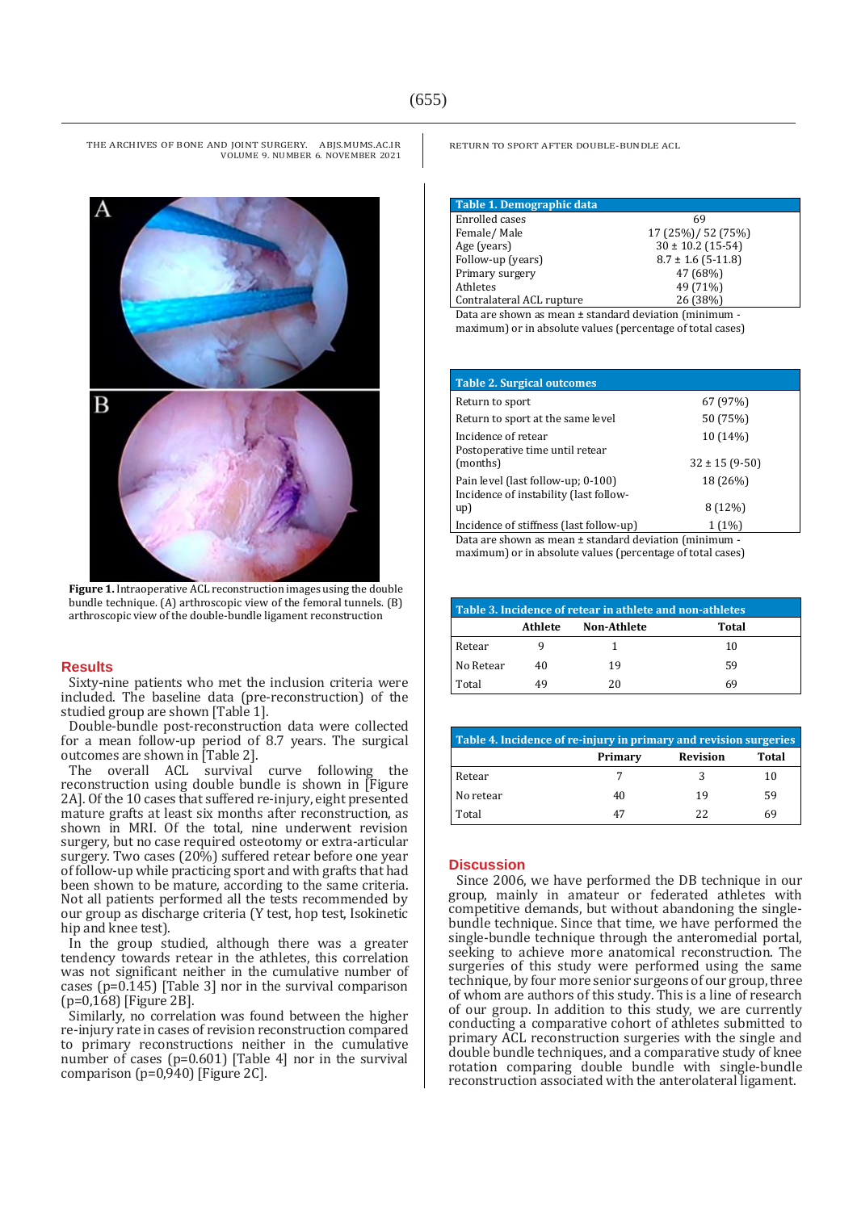Figure 1. Intraoperative ACL reconstruction images using the double bundle technique. (A) arthroscopic view of the femoral tunnels. (B) arthroscopic view of the double-bundle ligament reconstruction

## Results

Sixty-nine patients who met the inclusion criteria were included. The baseline data (pre-reconstruction) of the studied group are shown [Table 1].

Double-bundle post-reconstruction data were collected for a mean follow-up period of 8.7 years. The surgical outcomes are shown in [Table 2].

The overall ACL survival curve following the reconstruction using double bundle is shown in [Figure 2A]. Of the 10 cases that suffered re-injury, eight presented mature grafts at least six months after reconstruction, as shown in MRI. Of the total, nine underwent revision surgery, but no case required osteotomy or extra-articular surgery. Two cases (20%) suffered retear before one year of follow-up while practicing sport and with grafts that had been shown to be mature, according to the same criteria. Not all patients performed all the tests recommended by our group as discharge criteria (Y test, hop test, Isokinetic hip and knee test).

In the group studied, although there was a greater tendency towards retear in the athletes, this correlation was not significant neither in the cumulative number of cases (p=0.145) [Table 3] nor in the survival comparison (p=0,168) [Figure 2B].

Similarly, no correlation was found between the higher re-injury rate in cases of revision reconstruction compared to primary reconstructions neither in the cumulative number of cases (p=0.601) [Table 4] nor in the survival comparison (p=0,940) [Figure 2C].

**Table 1. Demographic data**

| | |
|---|---|
| Enrolled cases | 69 |
| Female/ Male | 17 (25%)/ 52 (75%) |
| Age (years) | 30 ± 10.2 (15-54) |
| Follow-up (years) | 8.7 ± 1.6 (5-11.8) |
| Primary surgery | 47 (68%) |
| Athletes | 49 (71%) |
| Contralateral ACL rupture | 26 (38%) |

Data are shown as mean ± standard deviation (minimum - maximum) or in absolute values (percentage of total cases)

**Table 2. Surgical outcomes**

| | |
|---|---|
| Return to sport | 67 (97%) |
| Return to sport at the same level | 50 (75%) |
| Incidence of retear | 10 (14%) |
| Postoperative time until retear (months) | 32 ± 15 (9-50) |
| Pain level (last follow-up; 0-100) | 18 (26%) |
| Incidence of instability (last follow-up) | 8 (12%) |
| Incidence of stiffness (last follow-up) | 1 (1%) |

Data are shown as mean ± standard deviation (minimum - maximum) or in absolute values (percentage of total cases)

**Table 3. Incidence of retear in athlete and non-athletes**

| | Athlete | Non-Athlete | Total |
|---|---|---|---|
| Retear | 9 | 1 | 10 |
| No Retear | 40 | 19 | 59 |
| Total | 49 | 20 | 69 |

**Table 4. Incidence of re-injury in primary and revision surgeries**

| | Primary | Revision | Total |
|---|---|---|---|
| Retear | 7 | 3 | 10 |
| No retear | 40 | 19 | 59 |
| Total | 47 | 22 | 69 |

## Discussion

Since 2006, we have performed the DB technique in our group, mainly in amateur or federated athletes with competitive demands, but without abandoning the single-bundle technique. Since that time, we have performed the single-bundle technique through the anteromedial portal, seeking to achieve more anatomical reconstruction. The surgeries of this study were performed using the same technique, by four more senior surgeons of our group, three of whom are authors of this study. This is a line of research of our group. In addition to this study, we are currently conducting a comparative cohort of athletes submitted to primary ACL reconstruction surgeries with the single and double bundle techniques, and a comparative study of knee rotation comparing double bundle with single-bundle reconstruction associated with the anterolateral ligament.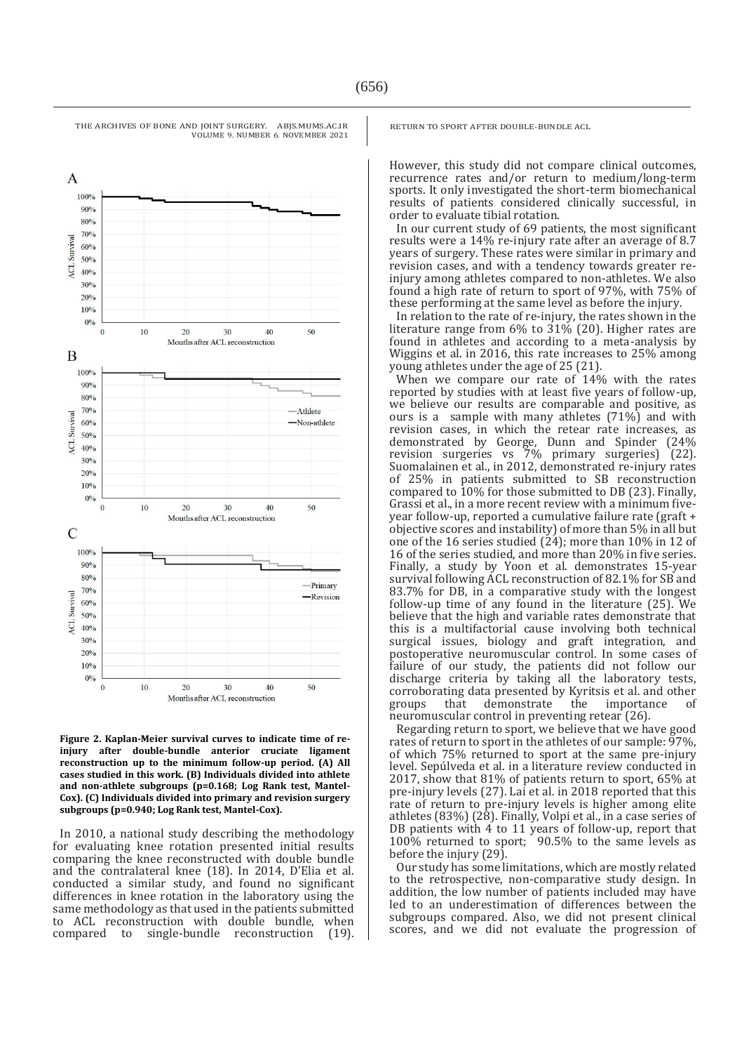**Figure 2. Kaplan-Meier survival curves to indicate time of re-injury after double-bundle anterior cruciate ligament reconstruction up to the minimum follow-up period. (A) All cases studied in this work. (B) Individuals divided into athlete and non-athlete subgroups (p=0.168; Log Rank test, Mantel-Cox). (C) Individuals divided into primary and revision surgery subgroups (p=0.940; Log Rank test, Mantel-Cox).**

In 2010, a national study describing the methodology for evaluating knee rotation presented initial results comparing the knee reconstructed with double bundle and the contralateral knee (18). In 2014, D'Elia et al. conducted a similar study, and found no significant differences in knee rotation in the laboratory using the same methodology as that used in the patients submitted to ACL reconstruction with double bundle, when compared to single-bundle reconstruction (19). However, this study did not compare clinical outcomes, recurrence rates and/or return to medium/long-term sports. It only investigated the short-term biomechanical results of patients considered clinically successful, in order to evaluate tibial rotation.

In our current study of 69 patients, the most significant results were a 14% re-injury rate after an average of 8.7 years of surgery. These rates were similar in primary and revision cases, and with a tendency towards greater re-injury among athletes compared to non-athletes. We also found a high rate of return to sport of 97%, with 75% of these performing at the same level as before the injury.

In relation to the rate of re-injury, the rates shown in the literature range from 6% to 31% (20). Higher rates are found in athletes and according to a meta-analysis by Wiggins et al. in 2016, this rate increases to 25% among young athletes under the age of 25 (21).

When we compare our rate of 14% with the rates reported by studies with at least five years of follow-up, we believe our results are comparable and positive, as ours is a sample with many athletes (71%) and with revision cases, in which the retear rate increases, as demonstrated by George, Dunn and Spinder (24% revision surgeries vs 7% primary surgeries) (22). Suomalainen et al., in 2012, demonstrated re-injury rates of 25% in patients submitted to SB reconstruction compared to 10% for those submitted to DB (23). Finally, Grassi et al., in a more recent review with a minimum five-year follow-up, reported a cumulative failure rate (graft + objective scores and instability) of more than 5% in all but one of the 16 series studied (24); more than 10% in 12 of 16 of the series studied, and more than 20% in five series. Finally, a study by Yoon et al. demonstrates 15-year survival following ACL reconstruction of 82.1% for SB and 83.7% for DB, in a comparative study with the longest follow-up time of any found in the literature (25). We believe that the high and variable rates demonstrate that this is a multifactorial cause involving both technical surgical issues, biology and graft integration, and postoperative neuromuscular control. In some cases of failure of our study, the patients did not follow our discharge criteria by taking all the laboratory tests, corroborating data presented by Kyritsis et al. and other groups that demonstrate the importance of neuromuscular control in preventing retear (26).

Regarding return to sport, we believe that we have good rates of return to sport in the athletes of our sample: 97%, of which 75% returned to sport at the same pre-injury level. Sepúlveda et al. in a literature review conducted in 2017, show that 81% of patients return to sport, 65% at pre-injury levels (27). Lai et al. in 2018 reported that this rate of return to pre-injury levels is higher among elite athletes (83%) (28). Finally, Volpi et al., in a case series of DB patients with 4 to 11 years of follow-up, report that 100% returned to sport; 90.5% to the same levels as before the injury (29).

Our study has some limitations, which are mostly related to the retrospective, non-comparative study design. In addition, the low number of patients included may have led to an underestimation of differences between the subgroups compared. Also, we did not present clinical scores, and we did not evaluate the progression of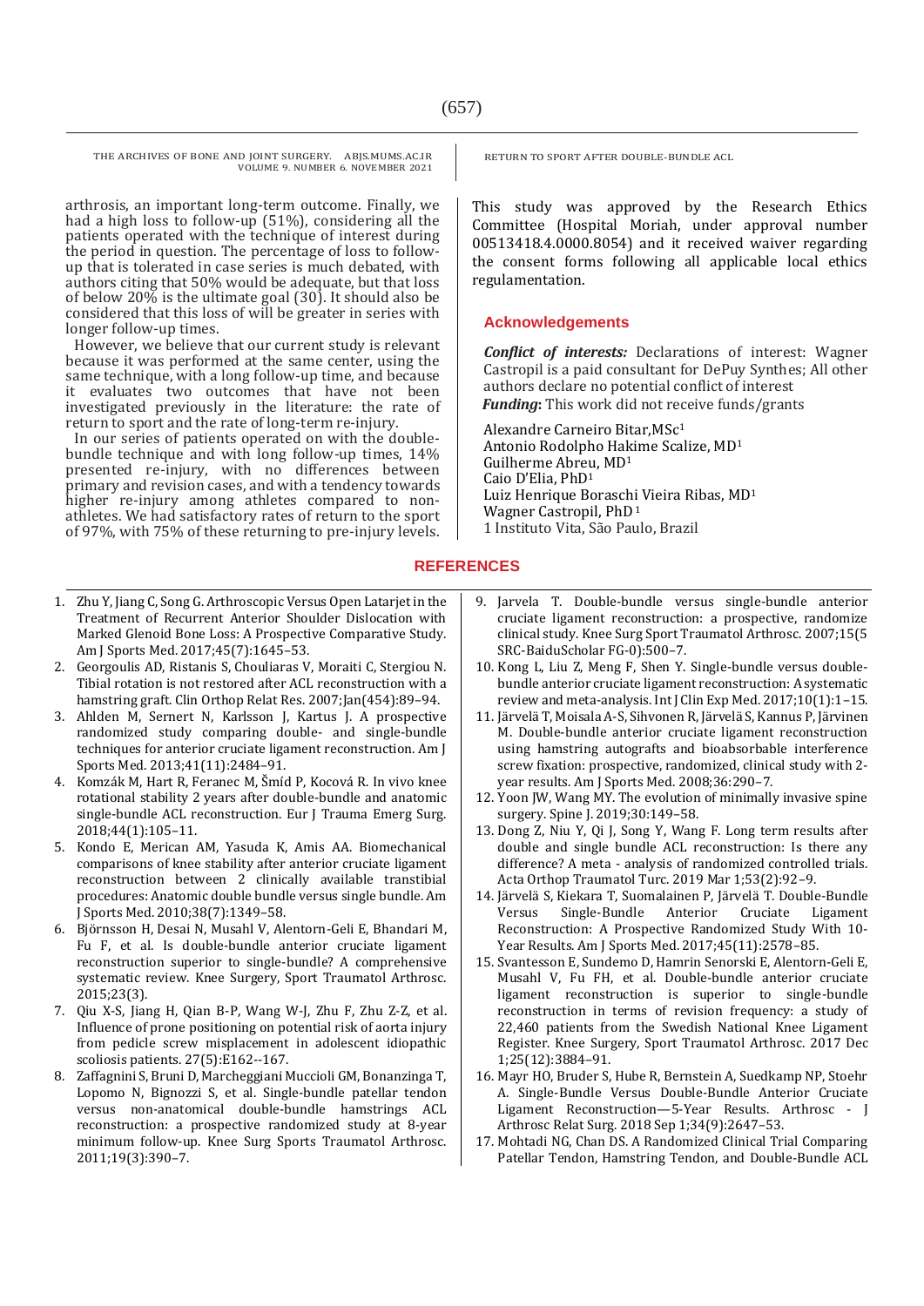arthrosis, an important long-term outcome. Finally, we had a high loss to follow-up (51%), considering all the patients operated with the technique of interest during the period in question. The percentage of loss to follow-up that is tolerated in case series is much debated, with authors citing that 50% would be adequate, but that loss of below 20% is the ultimate goal (30). It should also be considered that this loss of will be greater in series with longer follow-up times.

However, we believe that our current study is relevant because it was performed at the same center, using the same technique, with a long follow-up time, and because it evaluates two outcomes that have not been investigated previously in the literature: the rate of return to sport and the rate of long-term re-injury.

In our series of patients operated on with the double-bundle technique and with long follow-up times, 14% presented re-injury, with no differences between primary and revision cases, and with a tendency towards higher re-injury among athletes compared to non-athletes. We had satisfactory rates of return to the sport of 97%, with 75% of these returning to pre-injury levels.

This study was approved by the Research Ethics Committee (Hospital Moriah, under approval number 00513418.4.0000.8054) and it received waiver regarding the consent forms following all applicable local ethics regulamentation.

## Acknowledgements

***Conflict of interests:*** Declarations of interest: Wagner Castropil is a paid consultant for DePuy Synthes; All other authors declare no potential conflict of interest
***Funding*:** This work did not receive funds/grants

Alexandre Carneiro Bitar,MSc[1]
Antonio Rodolpho Hakime Scalize, MD[1]
Guilherme Abreu, MD[1]
Caio D'Elia, PhD[1]
Luiz Henrique Boraschi Vieira Ribas, MD[1]
Wagner Castropil, PhD[1]
1 Instituto Vita, São Paulo, Brazil

## REFERENCES

1. Zhu Y, Jiang C, Song G. Arthroscopic Versus Open Latarjet in the Treatment of Recurrent Anterior Shoulder Dislocation with Marked Glenoid Bone Loss: A Prospective Comparative Study. Am J Sports Med. 2017;45(7):1645–53.
2. Georgoulis AD, Ristanis S, Chouliaras V, Moraiti C, Stergiou N. Tibial rotation is not restored after ACL reconstruction with a hamstring graft. Clin Orthop Relat Res. 2007;Jan(454):89–94.
3. Ahlden M, Sernert N, Karlsson J, Kartus J. A prospective randomized study comparing double- and single-bundle techniques for anterior cruciate ligament reconstruction. Am J Sports Med. 2013;41(11):2484–91.
4. Komzák M, Hart R, Feranec M, Šmíd P, Kocová R. In vivo knee rotational stability 2 years after double-bundle and anatomic single-bundle ACL reconstruction. Eur J Trauma Emerg Surg. 2018;44(1):105–11.
5. Kondo E, Merican AM, Yasuda K, Amis AA. Biomechanical comparisons of knee stability after anterior cruciate ligament reconstruction between 2 clinically available transtibial procedures: Anatomic double bundle versus single bundle. Am J Sports Med. 2010;38(7):1349–58.
6. Björnsson H, Desai N, Musahl V, Alentorn-Geli E, Bhandari M, Fu F, et al. Is double-bundle anterior cruciate ligament reconstruction superior to single-bundle? A comprehensive systematic review. Knee Surgery, Sport Traumatol Arthrosc. 2015;23(3).
7. Qiu X-S, Jiang H, Qian B-P, Wang W-J, Zhu F, Zhu Z-Z, et al. Influence of prone positioning on potential risk of aorta injury from pedicle screw misplacement in adolescent idiopathic scoliosis patients. 27(5):E162--167.
8. Zaffagnini S, Bruni D, Marcheggiani Muccioli GM, Bonanzinga T, Lopomo N, Bignozzi S, et al. Single-bundle patellar tendon versus non-anatomical double-bundle hamstrings ACL reconstruction: a prospective randomized study at 8-year minimum follow-up. Knee Surg Sports Traumatol Arthrosc. 2011;19(3):390–7.
9. Jarvela T. Double-bundle versus single-bundle anterior cruciate ligament reconstruction: a prospective, randomize clinical study. Knee Surg Sport Traumatol Arthrosc. 2007;15(5 SRC-BaiduScholar FG-0):500–7.
10. Kong L, Liu Z, Meng F, Shen Y. Single-bundle versus double-bundle anterior cruciate ligament reconstruction: A systematic review and meta-analysis. Int J Clin Exp Med. 2017;10(1):1–15.
11. Järvelä T, Moisala A-S, Sihvonen R, Järvelä S, Kannus P, Järvinen M. Double-bundle anterior cruciate ligament reconstruction using hamstring autografts and bioabsorbable interference screw fixation: prospective, randomized, clinical study with 2-year results. Am J Sports Med. 2008;36:290–7.
12. Yoon JW, Wang MY. The evolution of minimally invasive spine surgery. Spine J. 2019;30:149–58.
13. Dong Z, Niu Y, Qi J, Song Y, Wang F. Long term results after double and single bundle ACL reconstruction: Is there any difference? A meta - analysis of randomized controlled trials. Acta Orthop Traumatol Turc. 2019 Mar 1;53(2):92–9.
14. Järvelä S, Kiekara T, Suomalainen P, Järvelä T. Double-Bundle Versus Single-Bundle Anterior Cruciate Ligament Reconstruction: A Prospective Randomized Study With 10-Year Results. Am J Sports Med. 2017;45(11):2578–85.
15. Svantesson E, Sundemo D, Hamrin Senorski E, Alentorn-Geli E, Musahl V, Fu FH, et al. Double-bundle anterior cruciate ligament reconstruction is superior to single-bundle reconstruction in terms of revision frequency: a study of 22,460 patients from the Swedish National Knee Ligament Register. Knee Surgery, Sport Traumatol Arthrosc. 2017 Dec 1;25(12):3884–91.
16. Mayr HO, Bruder S, Hube R, Bernstein A, Suedkamp NP, Stoehr A. Single-Bundle Versus Double-Bundle Anterior Cruciate Ligament Reconstruction—5-Year Results. Arthrosc - J Arthrosc Relat Surg. 2018 Sep 1;34(9):2647–53.
17. Mohtadi NG, Chan DS. A Randomized Clinical Trial Comparing Patellar Tendon, Hamstring Tendon, and Double-Bundle ACL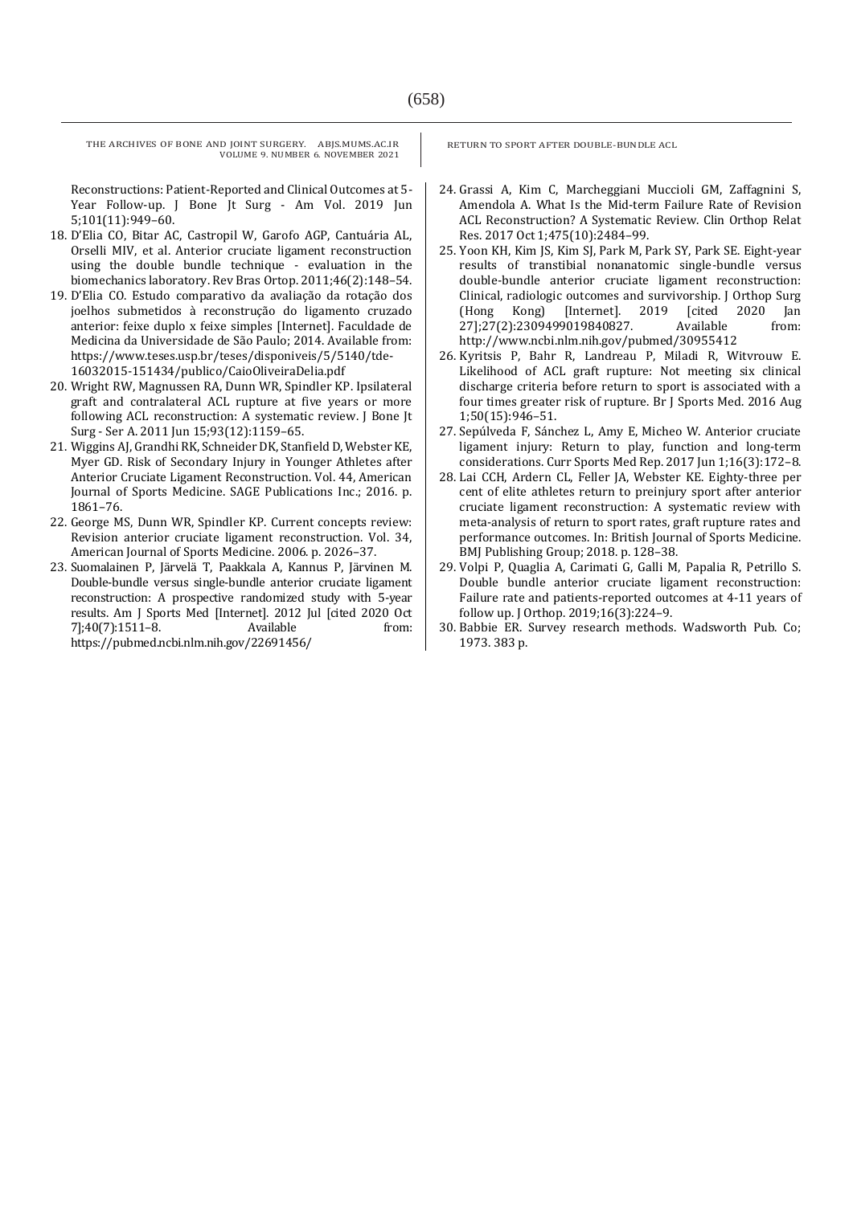Reconstructions: Patient-Reported and Clinical Outcomes at 5-Year Follow-up. J Bone Jt Surg - Am Vol. 2019 Jun 5;101(11):949–60.

18. D'Elia CO, Bitar AC, Castropil W, Garofo AGP, Cantuária AL, Orselli MIV, et al. Anterior cruciate ligament reconstruction using the double bundle technique - evaluation in the biomechanics laboratory. Rev Bras Ortop. 2011;46(2):148–54.
19. D'Elia CO. Estudo comparativo da avaliação da rotação dos joelhos submetidos à reconstrução do ligamento cruzado anterior: feixe duplo x feixe simples [Internet]. Faculdade de Medicina da Universidade de São Paulo; 2014. Available from: https://www.teses.usp.br/teses/disponiveis/5/5140/tde-16032015-151434/publico/CaioOliveiraDelia.pdf
20. Wright RW, Magnussen RA, Dunn WR, Spindler KP. Ipsilateral graft and contralateral ACL rupture at five years or more following ACL reconstruction: A systematic review. J Bone Jt Surg - Ser A. 2011 Jun 15;93(12):1159–65.
21. Wiggins AJ, Grandhi RK, Schneider DK, Stanfield D, Webster KE, Myer GD. Risk of Secondary Injury in Younger Athletes after Anterior Cruciate Ligament Reconstruction. Vol. 44, American Journal of Sports Medicine. SAGE Publications Inc.; 2016. p. 1861–76.
22. George MS, Dunn WR, Spindler KP. Current concepts review: Revision anterior cruciate ligament reconstruction. Vol. 34, American Journal of Sports Medicine. 2006. p. 2026–37.
23. Suomalainen P, Järvelä T, Paakkala A, Kannus P, Järvinen M. Double-bundle versus single-bundle anterior cruciate ligament reconstruction: A prospective randomized study with 5-year results. Am J Sports Med [Internet]. 2012 Jul [cited 2020 Oct 7];40(7):1511–8. Available from: https://pubmed.ncbi.nlm.nih.gov/22691456/
24. Grassi A, Kim C, Marcheggiani Muccioli GM, Zaffagnini S, Amendola A. What Is the Mid-term Failure Rate of Revision ACL Reconstruction? A Systematic Review. Clin Orthop Relat Res. 2017 Oct 1;475(10):2484–99.
25. Yoon KH, Kim JS, Kim SJ, Park M, Park SY, Park SE. Eight-year results of transtibial nonanatomic single-bundle versus double-bundle anterior cruciate ligament reconstruction: Clinical, radiologic outcomes and survivorship. J Orthop Surg (Hong Kong) [Internet]. 2019 [cited 2020 Jan 27];27(2):2309499019840827. Available from: http://www.ncbi.nlm.nih.gov/pubmed/30955412
26. Kyritsis P, Bahr R, Landreau P, Miladi R, Witvrouw E. Likelihood of ACL graft rupture: Not meeting six clinical discharge criteria before return to sport is associated with a four times greater risk of rupture. Br J Sports Med. 2016 Aug 1;50(15):946–51.
27. Sepúlveda F, Sánchez L, Amy E, Micheo W. Anterior cruciate ligament injury: Return to play, function and long-term considerations. Curr Sports Med Rep. 2017 Jun 1;16(3):172–8.
28. Lai CCH, Ardern CL, Feller JA, Webster KE. Eighty-three per cent of elite athletes return to preinjury sport after anterior cruciate ligament reconstruction: A systematic review with meta-analysis of return to sport rates, graft rupture rates and performance outcomes. In: British Journal of Sports Medicine. BMJ Publishing Group; 2018. p. 128–38.
29. Volpi P, Quaglia A, Carimati G, Galli M, Papalia R, Petrillo S. Double bundle anterior cruciate ligament reconstruction: Failure rate and patients-reported outcomes at 4-11 years of follow up. J Orthop. 2019;16(3):224–9.
30. Babbie ER. Survey research methods. Wadsworth Pub. Co; 1973. 383 p.